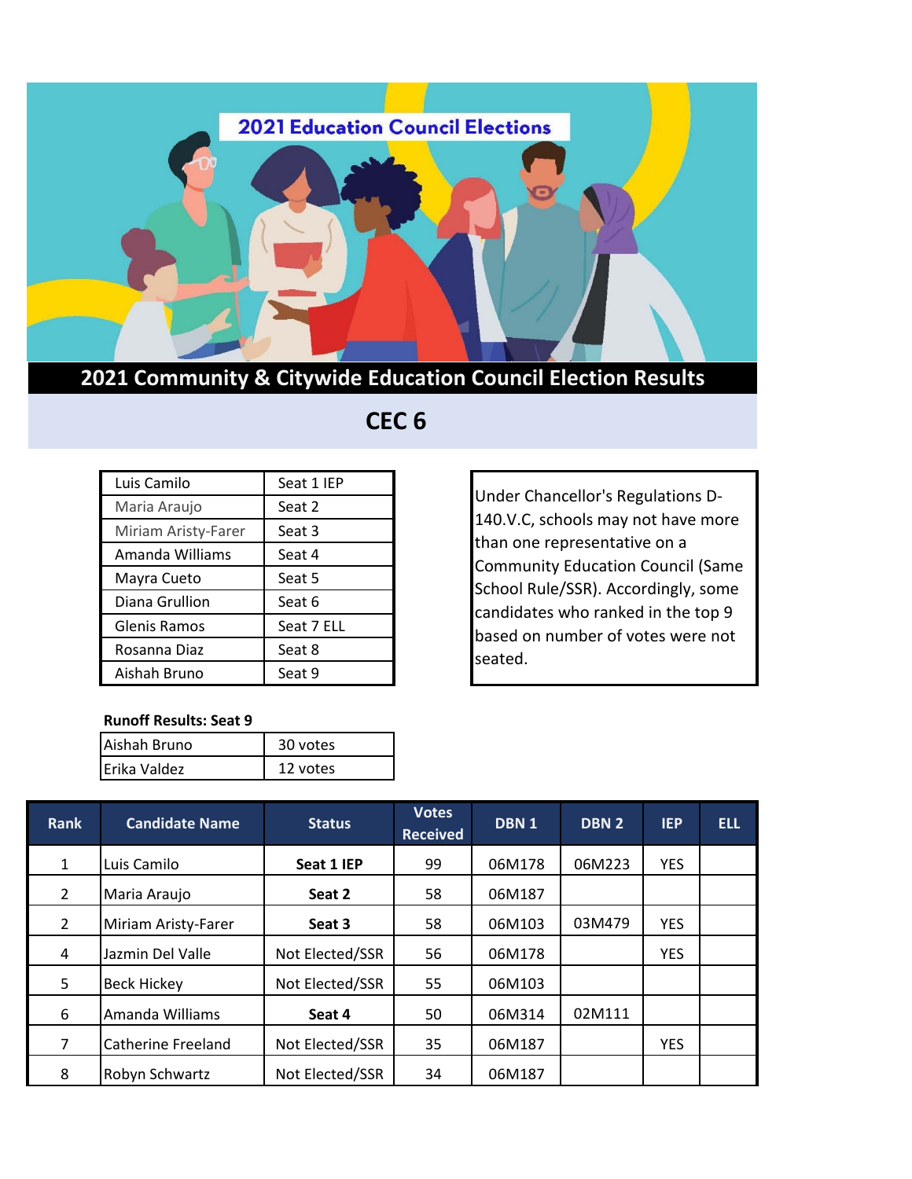# 2021 Education Council Elections

## 2021 Community & Citywide Education Council Election Results

## CEC 6

| | |
|---|---|
| Luis Camilo | Seat 1 IEP |
| Maria Araujo | Seat 2 |
| Miriam Aristy-Farer | Seat 3 |
| Amanda Williams | Seat 4 |
| Mayra Cueto | Seat 5 |
| Diana Grullion | Seat 6 |
| Glenis Ramos | Seat 7 ELL |
| Rosanna Diaz | Seat 8 |
| Aishah Bruno | Seat 9 |

Under Chancellor's Regulations D-140.V.C, schools may not have more than one representative on a Community Education Council (Same School Rule/SSR). Accordingly, some candidates who ranked in the top 9 based on number of votes were not seated.

**Runoff Results: Seat 9**

| | |
|---|---|
| Aishah Bruno | 30 votes |
| Erika Valdez | 12 votes |

| Rank | Candidate Name | Status | Votes Received | DBN 1 | DBN 2 | IEP | ELL |
|---|---|---|---|---|---|---|---|
| 1 | Luis Camilo | **Seat 1 IEP** | 99 | 06M178 | 06M223 | YES | |
| 2 | Maria Araujo | **Seat 2** | 58 | 06M187 | | | |
| 2 | Miriam Aristy-Farer | **Seat 3** | 58 | 06M103 | 03M479 | YES | |
| 4 | Jazmin Del Valle | Not Elected/SSR | 56 | 06M178 | | YES | |
| 5 | Beck Hickey | Not Elected/SSR | 55 | 06M103 | | | |
| 6 | Amanda Williams | **Seat 4** | 50 | 06M314 | 02M111 | | |
| 7 | Catherine Freeland | Not Elected/SSR | 35 | 06M187 | | YES | |
| 8 | Robyn Schwartz | Not Elected/SSR | 34 | 06M187 | | | |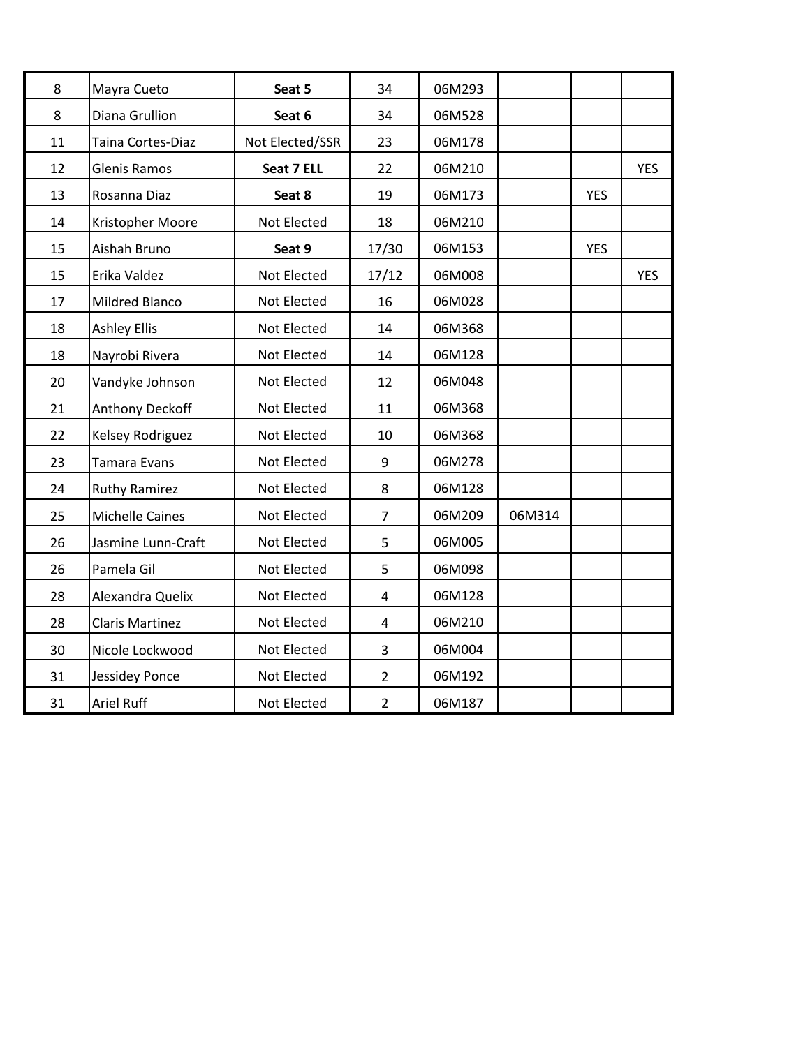| | | | | | | | |
|---|---|---|---|---|---|---|---|
| 8 | Mayra Cueto | **Seat 5** | 34 | 06M293 | | | |
| 8 | Diana Grullion | **Seat 6** | 34 | 06M528 | | | |
| 11 | Taina Cortes-Diaz | Not Elected/SSR | 23 | 06M178 | | | |
| 12 | Glenis Ramos | **Seat 7 ELL** | 22 | 06M210 | | | YES |
| 13 | Rosanna Diaz | **Seat 8** | 19 | 06M173 | | YES | |
| 14 | Kristopher Moore | Not Elected | 18 | 06M210 | | | |
| 15 | Aishah Bruno | **Seat 9** | 17/30 | 06M153 | | YES | |
| 15 | Erika Valdez | Not Elected | 17/12 | 06M008 | | | YES |
| 17 | Mildred Blanco | Not Elected | 16 | 06M028 | | | |
| 18 | Ashley Ellis | Not Elected | 14 | 06M368 | | | |
| 18 | Nayrobi Rivera | Not Elected | 14 | 06M128 | | | |
| 20 | Vandyke Johnson | Not Elected | 12 | 06M048 | | | |
| 21 | Anthony Deckoff | Not Elected | 11 | 06M368 | | | |
| 22 | Kelsey Rodriguez | Not Elected | 10 | 06M368 | | | |
| 23 | Tamara Evans | Not Elected | 9 | 06M278 | | | |
| 24 | Ruthy Ramirez | Not Elected | 8 | 06M128 | | | |
| 25 | Michelle Caines | Not Elected | 7 | 06M209 | 06M314 | | |
| 26 | Jasmine Lunn-Craft | Not Elected | 5 | 06M005 | | | |
| 26 | Pamela Gil | Not Elected | 5 | 06M098 | | | |
| 28 | Alexandra Quelix | Not Elected | 4 | 06M128 | | | |
| 28 | Claris Martinez | Not Elected | 4 | 06M210 | | | |
| 30 | Nicole Lockwood | Not Elected | 3 | 06M004 | | | |
| 31 | Jessidey Ponce | Not Elected | 2 | 06M192 | | | |
| 31 | Ariel Ruff | Not Elected | 2 | 06M187 | | | |